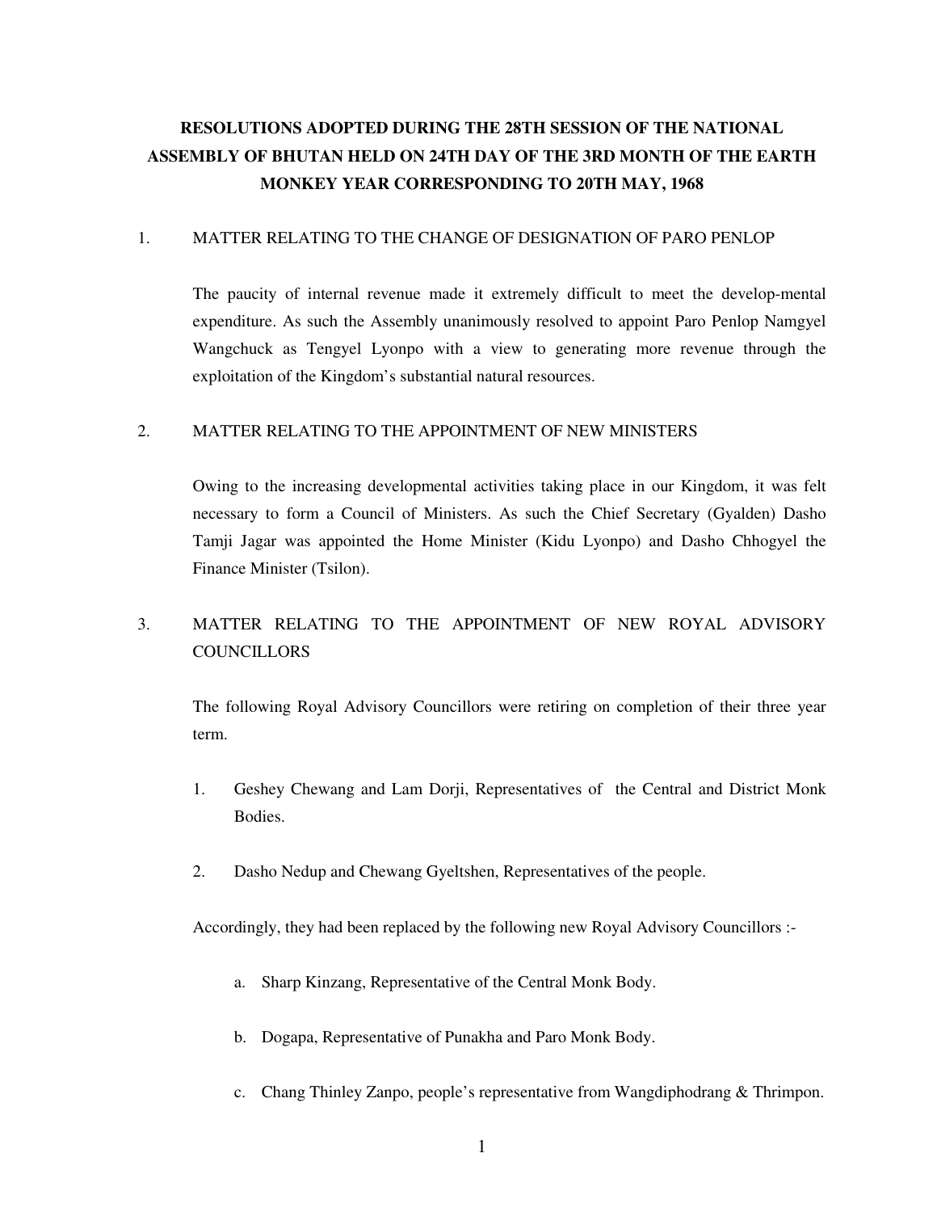# RESOLUTIONS ADOPTED DURING THE 28TH SESSION OF THE NATIONAL ASSEMBLY OF BHUTAN HELD ON 24TH DAY OF THE 3RD MONTH OF THE EARTH MONKEY YEAR CORRESPONDING TO 20TH MAY, 1968

## 1. MATTER RELATING TO THE CHANGE OF DESIGNATION OF PARO PENLOP

The paucity of internal revenue made it extremely difficult to meet the develop-mental expenditure. As such the Assembly unanimously resolved to appoint Paro Penlop Namgyel Wangchuck as Tengyel Lyonpo with a view to generating more revenue through the exploitation of the Kingdom's substantial natural resources.

## 2. MATTER RELATING TO THE APPOINTMENT OF NEW MINISTERS

Owing to the increasing developmental activities taking place in our Kingdom, it was felt necessary to form a Council of Ministers. As such the Chief Secretary (Gyalden) Dasho Tamji Jagar was appointed the Home Minister (Kidu Lyonpo) and Dasho Chhogyel the Finance Minister (Tsilon).

## 3. MATTER RELATING TO THE APPOINTMENT OF NEW ROYAL ADVISORY COUNCILLORS

The following Royal Advisory Councillors were retiring on completion of their three year term.

1. Geshey Chewang and Lam Dorji, Representatives of the Central and District Monk Bodies.
2. Dasho Nedup and Chewang Gyeltshen, Representatives of the people.

Accordingly, they had been replaced by the following new Royal Advisory Councillors :-

a. Sharp Kinzang, Representative of the Central Monk Body.

b. Dogapa, Representative of Punakha and Paro Monk Body.

c. Chang Thinley Zanpo, people's representative from Wangdiphodrang & Thrimpon.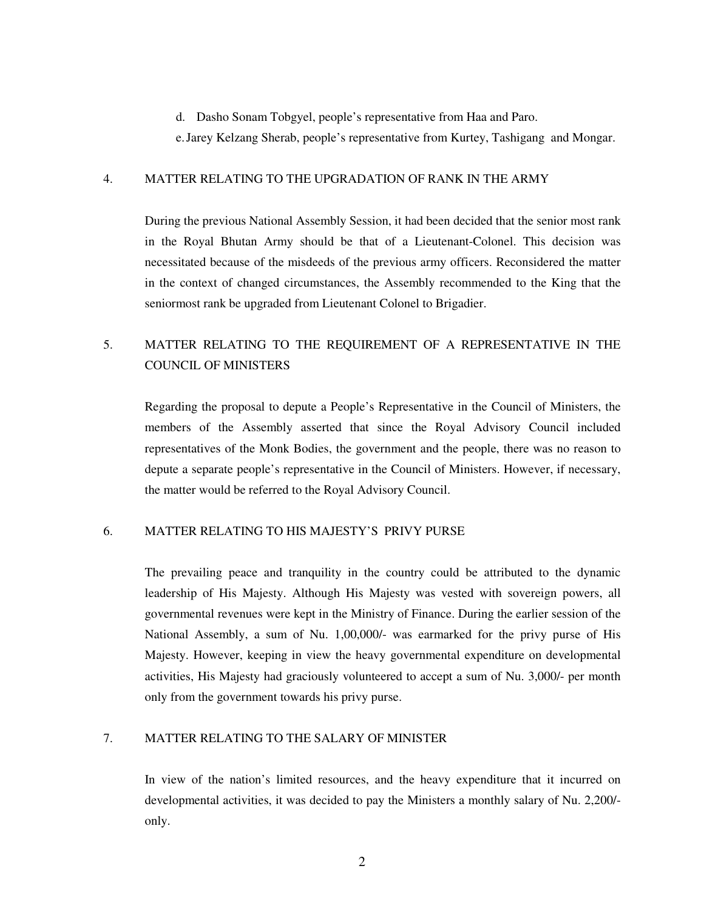d. Dasho Sonam Tobgyel, people's representative from Haa and Paro.

e. Jarey Kelzang Sherab, people's representative from Kurtey, Tashigang and Mongar.

## 4. MATTER RELATING TO THE UPGRADATION OF RANK IN THE ARMY

During the previous National Assembly Session, it had been decided that the senior most rank in the Royal Bhutan Army should be that of a Lieutenant-Colonel. This decision was necessitated because of the misdeeds of the previous army officers. Reconsidered the matter in the context of changed circumstances, the Assembly recommended to the King that the seniormost rank be upgraded from Lieutenant Colonel to Brigadier.

## 5. MATTER RELATING TO THE REQUIREMENT OF A REPRESENTATIVE IN THE COUNCIL OF MINISTERS

Regarding the proposal to depute a People's Representative in the Council of Ministers, the members of the Assembly asserted that since the Royal Advisory Council included representatives of the Monk Bodies, the government and the people, there was no reason to depute a separate people's representative in the Council of Ministers. However, if necessary, the matter would be referred to the Royal Advisory Council.

## 6. MATTER RELATING TO HIS MAJESTY'S PRIVY PURSE

The prevailing peace and tranquility in the country could be attributed to the dynamic leadership of His Majesty. Although His Majesty was vested with sovereign powers, all governmental revenues were kept in the Ministry of Finance. During the earlier session of the National Assembly, a sum of Nu. 1,00,000/- was earmarked for the privy purse of His Majesty. However, keeping in view the heavy governmental expenditure on developmental activities, His Majesty had graciously volunteered to accept a sum of Nu. 3,000/- per month only from the government towards his privy purse.

## 7. MATTER RELATING TO THE SALARY OF MINISTER

In view of the nation's limited resources, and the heavy expenditure that it incurred on developmental activities, it was decided to pay the Ministers a monthly salary of Nu. 2,200/- only.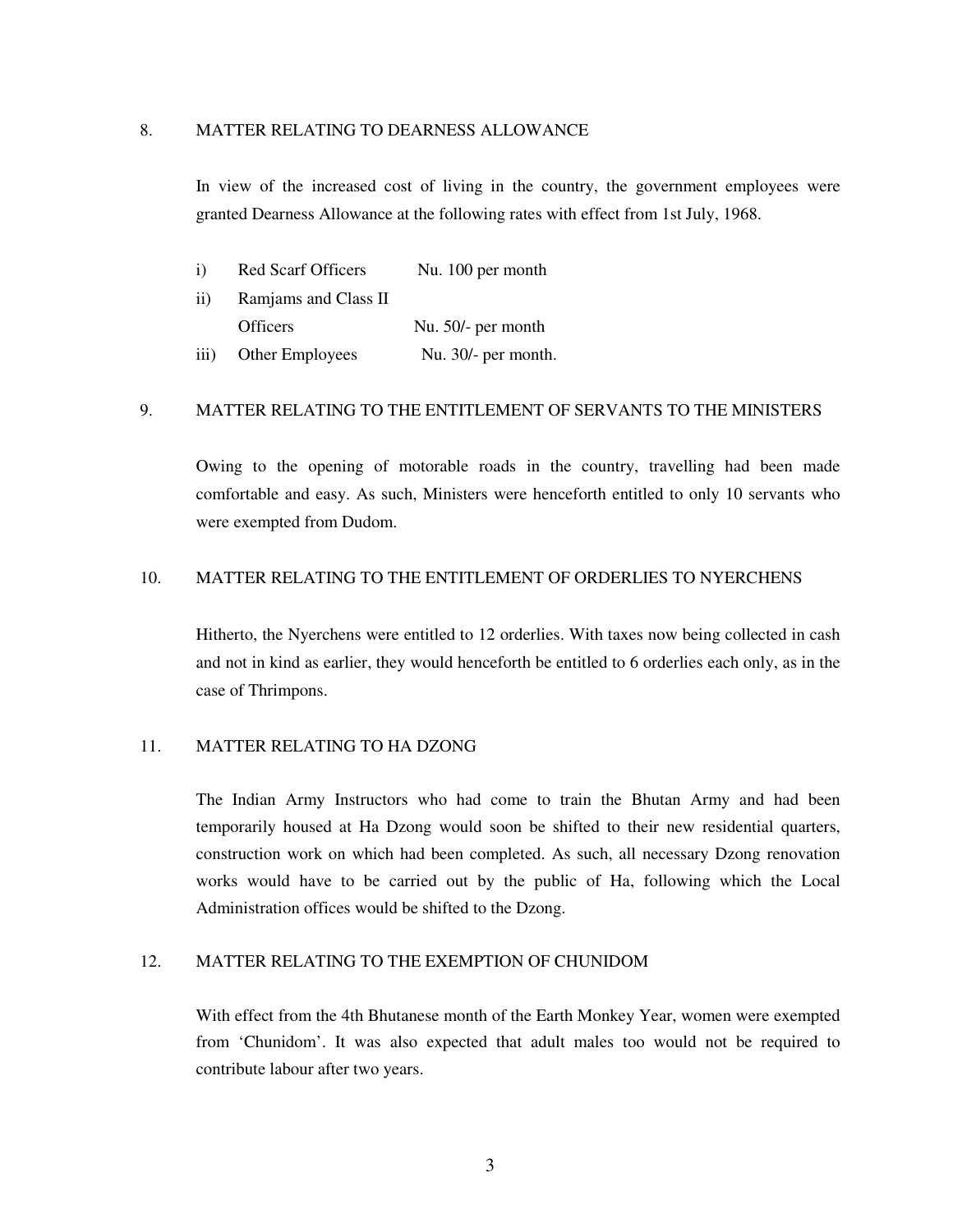## 8. MATTER RELATING TO DEARNESS ALLOWANCE

In view of the increased cost of living in the country, the government employees were granted Dearness Allowance at the following rates with effect from 1st July, 1968.

i) Red Scarf Officers Nu. 100 per month

ii) Ramjams and Class II Officers Nu. 50/- per month

iii) Other Employees Nu. 30/- per month.

## 9. MATTER RELATING TO THE ENTITLEMENT OF SERVANTS TO THE MINISTERS

Owing to the opening of motorable roads in the country, travelling had been made comfortable and easy. As such, Ministers were henceforth entitled to only 10 servants who were exempted from Dudom.

## 10. MATTER RELATING TO THE ENTITLEMENT OF ORDERLIES TO NYERCHENS

Hitherto, the Nyerchens were entitled to 12 orderlies. With taxes now being collected in cash and not in kind as earlier, they would henceforth be entitled to 6 orderlies each only, as in the case of Thrimpons.

## 11. MATTER RELATING TO HA DZONG

The Indian Army Instructors who had come to train the Bhutan Army and had been temporarily housed at Ha Dzong would soon be shifted to their new residential quarters, construction work on which had been completed. As such, all necessary Dzong renovation works would have to be carried out by the public of Ha, following which the Local Administration offices would be shifted to the Dzong.

## 12. MATTER RELATING TO THE EXEMPTION OF CHUNIDOM

With effect from the 4th Bhutanese month of the Earth Monkey Year, women were exempted from 'Chunidom'. It was also expected that adult males too would not be required to contribute labour after two years.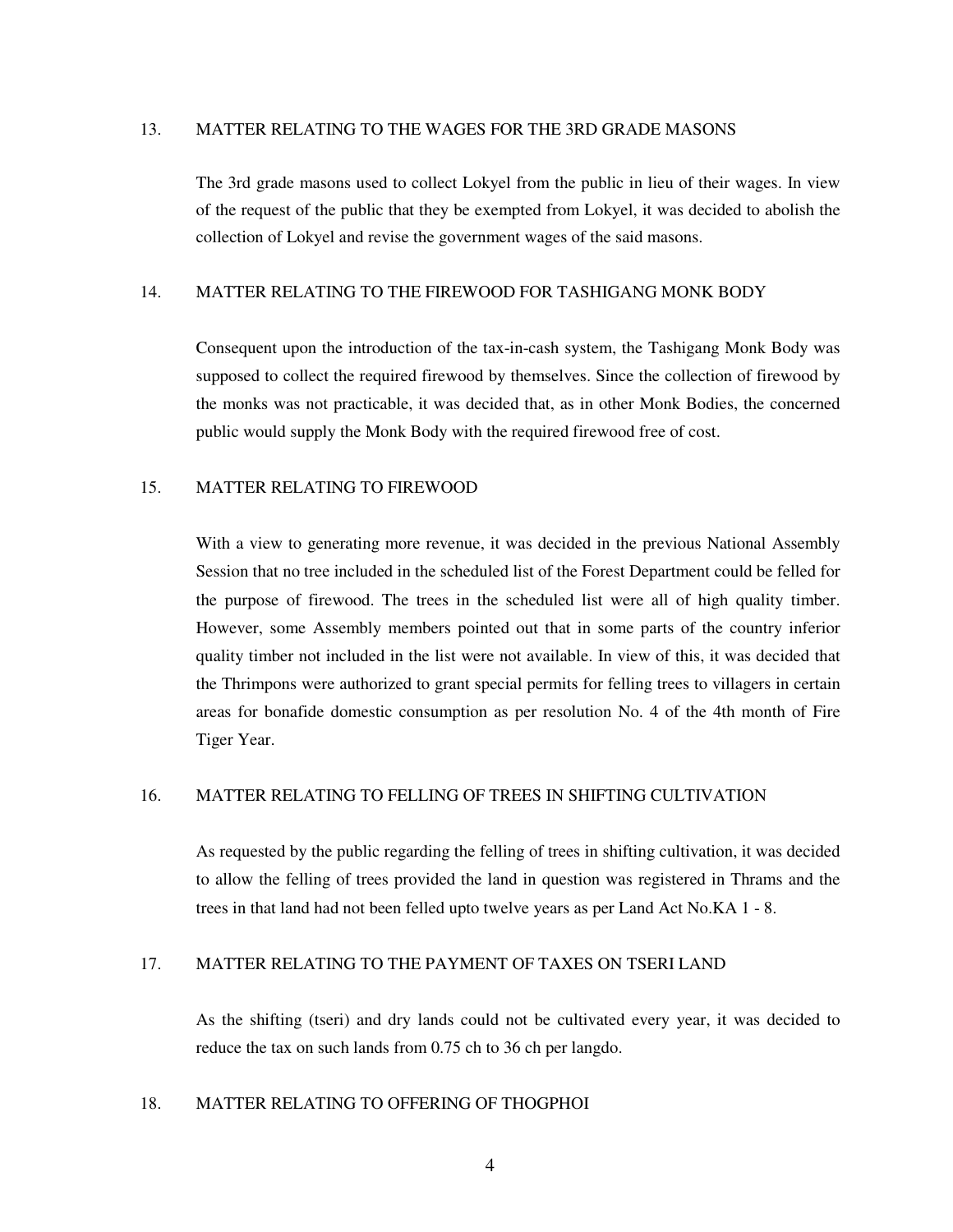## 13. MATTER RELATING TO THE WAGES FOR THE 3RD GRADE MASONS

The 3rd grade masons used to collect Lokyel from the public in lieu of their wages. In view of the request of the public that they be exempted from Lokyel, it was decided to abolish the collection of Lokyel and revise the government wages of the said masons.

## 14. MATTER RELATING TO THE FIREWOOD FOR TASHIGANG MONK BODY

Consequent upon the introduction of the tax-in-cash system, the Tashigang Monk Body was supposed to collect the required firewood by themselves. Since the collection of firewood by the monks was not practicable, it was decided that, as in other Monk Bodies, the concerned public would supply the Monk Body with the required firewood free of cost.

## 15. MATTER RELATING TO FIREWOOD

With a view to generating more revenue, it was decided in the previous National Assembly Session that no tree included in the scheduled list of the Forest Department could be felled for the purpose of firewood. The trees in the scheduled list were all of high quality timber. However, some Assembly members pointed out that in some parts of the country inferior quality timber not included in the list were not available. In view of this, it was decided that the Thrimpons were authorized to grant special permits for felling trees to villagers in certain areas for bonafide domestic consumption as per resolution No. 4 of the 4th month of Fire Tiger Year.

## 16. MATTER RELATING TO FELLING OF TREES IN SHIFTING CULTIVATION

As requested by the public regarding the felling of trees in shifting cultivation, it was decided to allow the felling of trees provided the land in question was registered in Thrams and the trees in that land had not been felled upto twelve years as per Land Act No.KA 1 - 8.

## 17. MATTER RELATING TO THE PAYMENT OF TAXES ON TSERI LAND

As the shifting (tseri) and dry lands could not be cultivated every year, it was decided to reduce the tax on such lands from 0.75 ch to 36 ch per langdo.

## 18. MATTER RELATING TO OFFERING OF THOGPHOI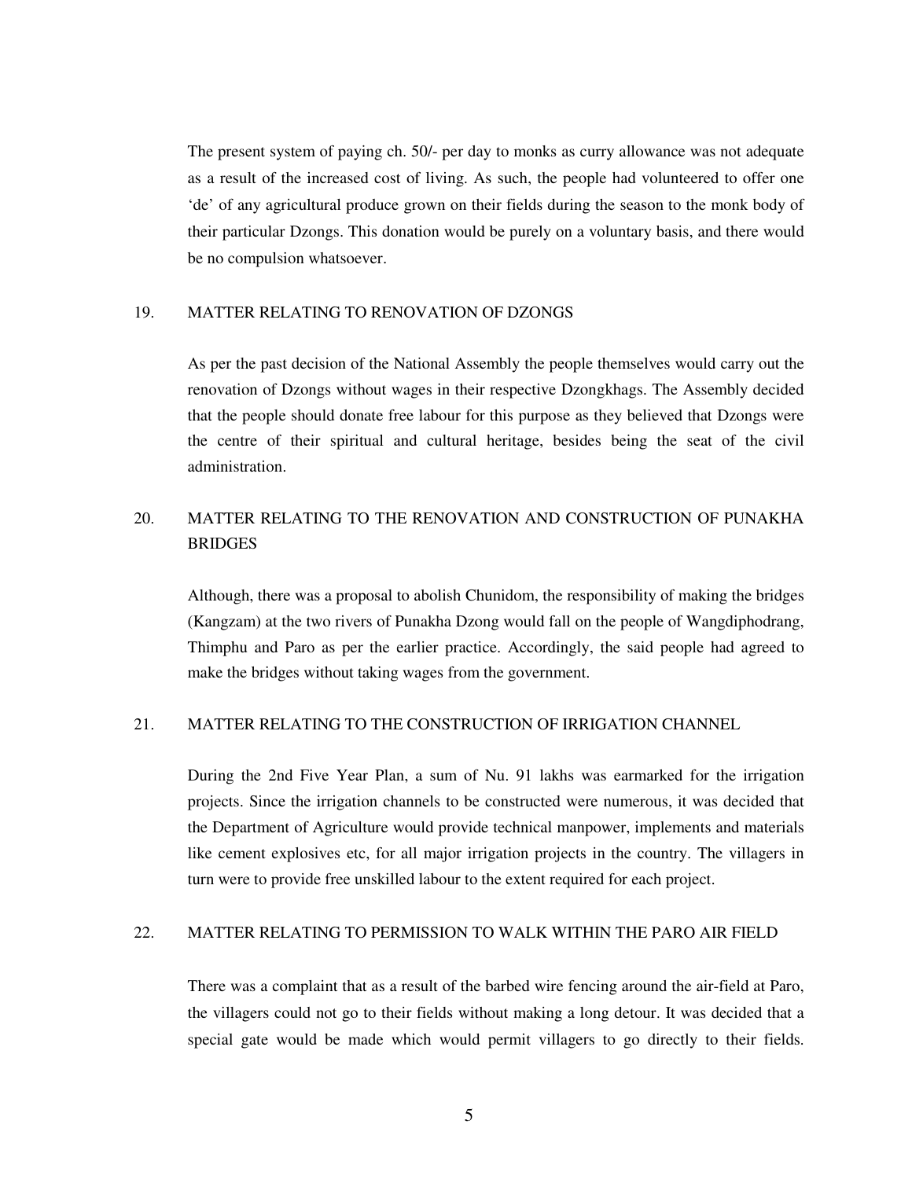The present system of paying ch. 50/- per day to monks as curry allowance was not adequate as a result of the increased cost of living. As such, the people had volunteered to offer one 'de' of any agricultural produce grown on their fields during the season to the monk body of their particular Dzongs. This donation would be purely on a voluntary basis, and there would be no compulsion whatsoever.

## 19. MATTER RELATING TO RENOVATION OF DZONGS

As per the past decision of the National Assembly the people themselves would carry out the renovation of Dzongs without wages in their respective Dzongkhags. The Assembly decided that the people should donate free labour for this purpose as they believed that Dzongs were the centre of their spiritual and cultural heritage, besides being the seat of the civil administration.

## 20. MATTER RELATING TO THE RENOVATION AND CONSTRUCTION OF PUNAKHA BRIDGES

Although, there was a proposal to abolish Chunidom, the responsibility of making the bridges (Kangzam) at the two rivers of Punakha Dzong would fall on the people of Wangdiphodrang, Thimphu and Paro as per the earlier practice. Accordingly, the said people had agreed to make the bridges without taking wages from the government.

## 21. MATTER RELATING TO THE CONSTRUCTION OF IRRIGATION CHANNEL

During the 2nd Five Year Plan, a sum of Nu. 91 lakhs was earmarked for the irrigation projects. Since the irrigation channels to be constructed were numerous, it was decided that the Department of Agriculture would provide technical manpower, implements and materials like cement explosives etc, for all major irrigation projects in the country. The villagers in turn were to provide free unskilled labour to the extent required for each project.

## 22. MATTER RELATING TO PERMISSION TO WALK WITHIN THE PARO AIR FIELD

There was a complaint that as a result of the barbed wire fencing around the air-field at Paro, the villagers could not go to their fields without making a long detour. It was decided that a special gate would be made which would permit villagers to go directly to their fields.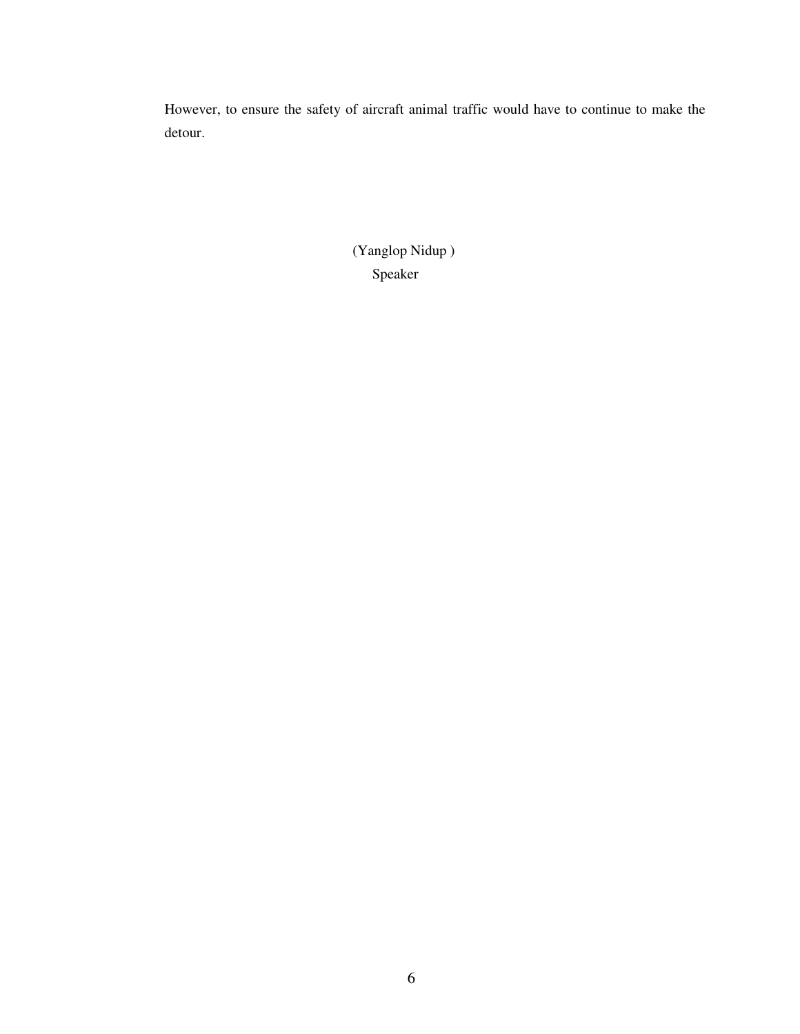However, to ensure the safety of aircraft animal traffic would have to continue to make the detour.

(Yanglop Nidup )
Speaker